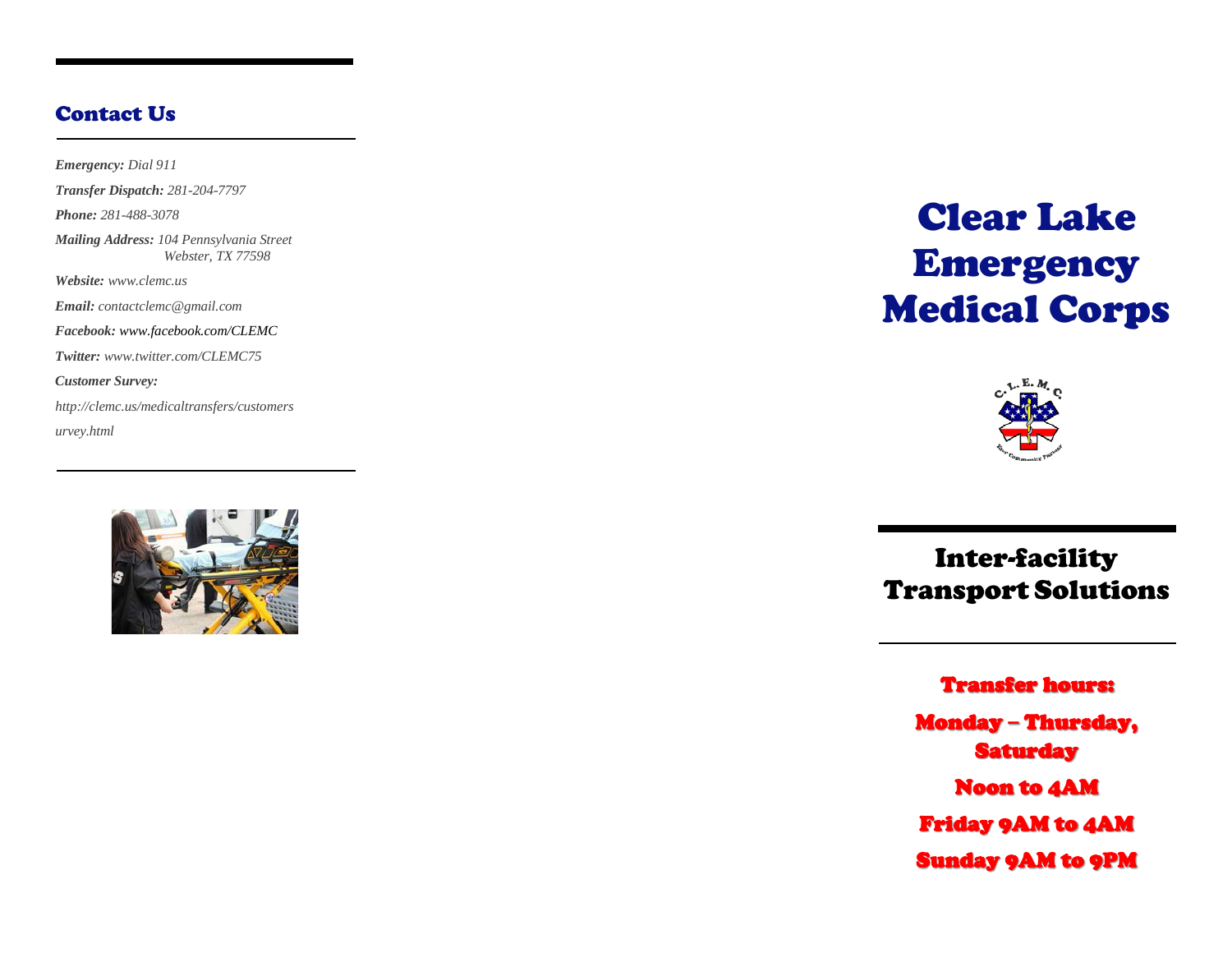## Contact Us

***Emergency:*** *Dial 911*

***Transfer Dispatch:*** *281-204-7797*

***Phone:*** *281-488-3078*

***Mailing Address:*** *104 Pennsylvania Street*
*Webster, TX 77598*

***Website:*** *www.clemc.us*

***Email:*** *contactclemc@gmail.com*

***Facebook:*** *www.facebook.com/CLEMC*

***Twitter:*** *www.twitter.com/CLEMC75*

***Customer Survey:***

*http://clemc.us/medicaltransfers/customersurvey.html*

# Clear Lake Emergency Medical Corps

## Inter-facility Transport Solutions

**Transfer hours:**

**Monday – Thursday, Saturday**

**Noon to 4AM**

**Friday 9AM to 4AM**

**Sunday 9AM to 9PM**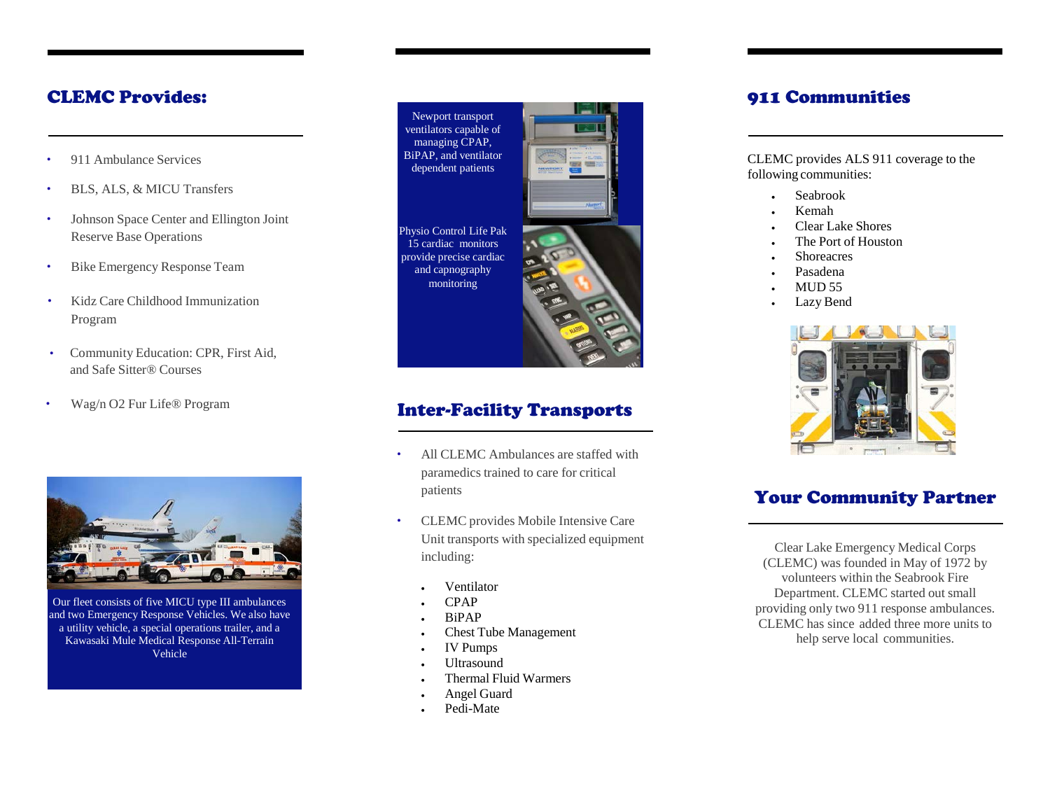## CLEMC Provides:

- 911 Ambulance Services
- BLS, ALS, & MICU Transfers
- Johnson Space Center and Ellington Joint Reserve Base Operations
- Bike Emergency Response Team
- Kidz Care Childhood Immunization Program
- Community Education: CPR, First Aid, and Safe Sitter® Courses
- Wag/n O2 Fur Life® Program

Our fleet consists of five MICU type III ambulances and two Emergency Response Vehicles. We also have a utility vehicle, a special operations trailer, and a Kawasaki Mule Medical Response All-Terrain Vehicle

Newport transport ventilators capable of managing CPAP, BiPAP, and ventilator dependent patients

Physio Control Life Pak 15 cardiac monitors provide precise cardiac and capnography monitoring

## Inter-Facility Transports

- All CLEMC Ambulances are staffed with paramedics trained to care for critical patients
- CLEMC provides Mobile Intensive Care Unit transports with specialized equipment including:
  - Ventilator
  - CPAP
  - BiPAP
  - Chest Tube Management
  - IV Pumps
  - Ultrasound
  - Thermal Fluid Warmers
  - Angel Guard
  - Pedi-Mate

## 911 Communities

CLEMC provides ALS 911 coverage to the following communities:

- Seabrook
- Kemah
- Clear Lake Shores
- The Port of Houston
- Shoreacres
- Pasadena
- MUD 55
- Lazy Bend

## Your Community Partner

Clear Lake Emergency Medical Corps (CLEMC) was founded in May of 1972 by volunteers within the Seabrook Fire Department. CLEMC started out small providing only two 911 response ambulances. CLEMC has since added three more units to help serve local communities.